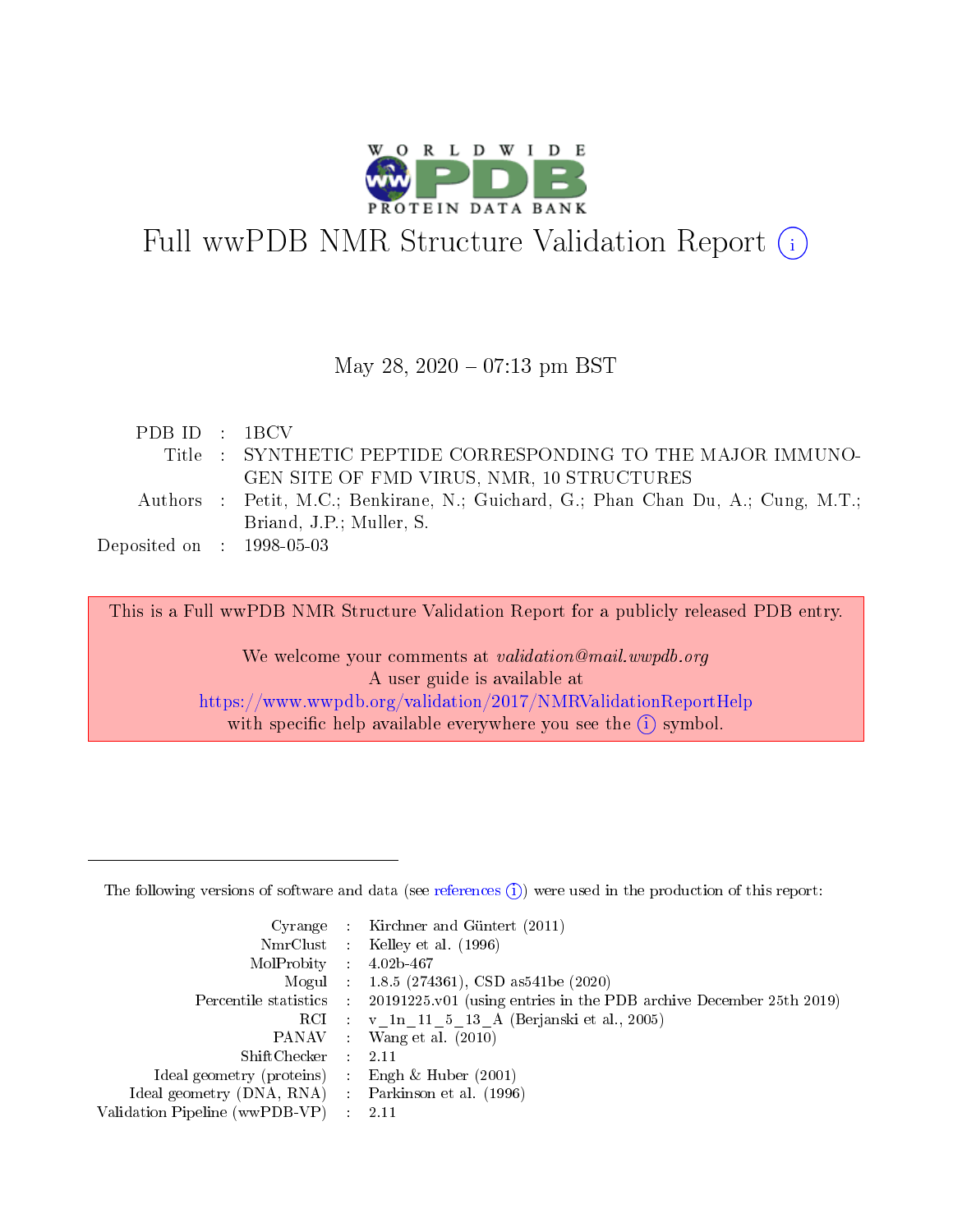# Full wwPDB NMR Structure Validation Report (i)

May 28, 2020 – 07:13 pm BST

| | | |
|---|---|---|
| PDB ID | : | 1BCV |
| Title | : | SYNTHETIC PEPTIDE CORRESPONDING TO THE MAJOR IMMUNOGEN SITE OF FMD VIRUS, NMR, 10 STRUCTURES |
| Authors | : | Petit, M.C.; Benkirane, N.; Guichard, G.; Phan Chan Du, A.; Cung, M.T.; Briand, J.P.; Muller, S. |
| Deposited on | : | 1998-05-03 |

This is a Full wwPDB NMR Structure Validation Report for a publicly released PDB entry.

We welcome your comments at *validation@mail.wwpdb.org*
A user guide is available at
https://www.wwpdb.org/validation/2017/NMRValidationReportHelp
with specific help available everywhere you see the (i) symbol.

---

The following versions of software and data (see references (i)) were used in the production of this report:

| | | |
|---|---|---|
| Cyrange | : | Kirchner and Güntert (2011) |
| NmrClust | : | Kelley et al. (1996) |
| MolProbity | : | 4.02b-467 |
| Mogul | : | 1.8.5 (274361), CSD as541be (2020) |
| Percentile statistics | : | 20191225.v01 (using entries in the PDB archive December 25th 2019) |
| RCI | : | v_1n_11_5_13_A (Berjanski et al., 2005) |
| PANAV | : | Wang et al. (2010) |
| ShiftChecker | : | 2.11 |
| Ideal geometry (proteins) | : | Engh & Huber (2001) |
| Ideal geometry (DNA, RNA) | : | Parkinson et al. (1996) |
| Validation Pipeline (wwPDB-VP) | : | 2.11 |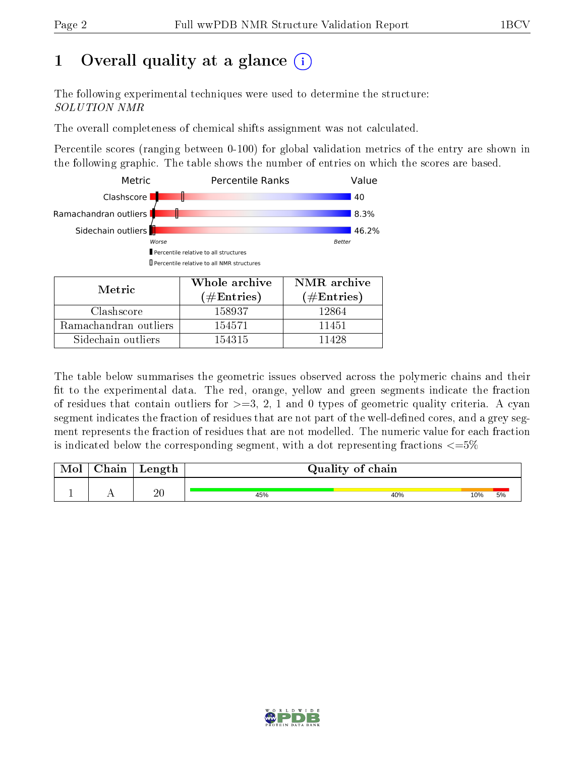# 1 Overall quality at a glance (i)

The following experimental techniques were used to determine the structure:
*SOLUTION NMR*

The overall completeness of chemical shifts assignment was not calculated.

Percentile scores (ranging between 0-100) for global validation metrics of the entry are shown in the following graphic. The table shows the number of entries on which the scores are based.

Metric
Percentile Ranks
Value
Clashscore
40
Ramachandran outliers
8.3%
Sidechain outliers
46.2%
Worse
Better
Percentile relative to all structures
Percentile relative to all NMR structures

| Metric | Whole archive (#Entries) | NMR archive (#Entries) |
|---|---|---|
| Clashscore | 158937 | 12864 |
| Ramachandran outliers | 154571 | 11451 |
| Sidechain outliers | 154315 | 11428 |

The table below summarises the geometric issues observed across the polymeric chains and their fit to the experimental data. The red, orange, yellow and green segments indicate the fraction of residues that contain outliers for >=3, 2, 1 and 0 types of geometric quality criteria. A cyan segment indicates the fraction of residues that are not part of the well-defined cores, and a grey segment represents the fraction of residues that are not modelled. The numeric value for each fraction is indicated below the corresponding segment, with a dot representing fractions <=5%

| Mol | Chain | Length | Quality of chain |
|---|---|---|---|
| 1 | A | 20 | 45% 40% 10% 5% |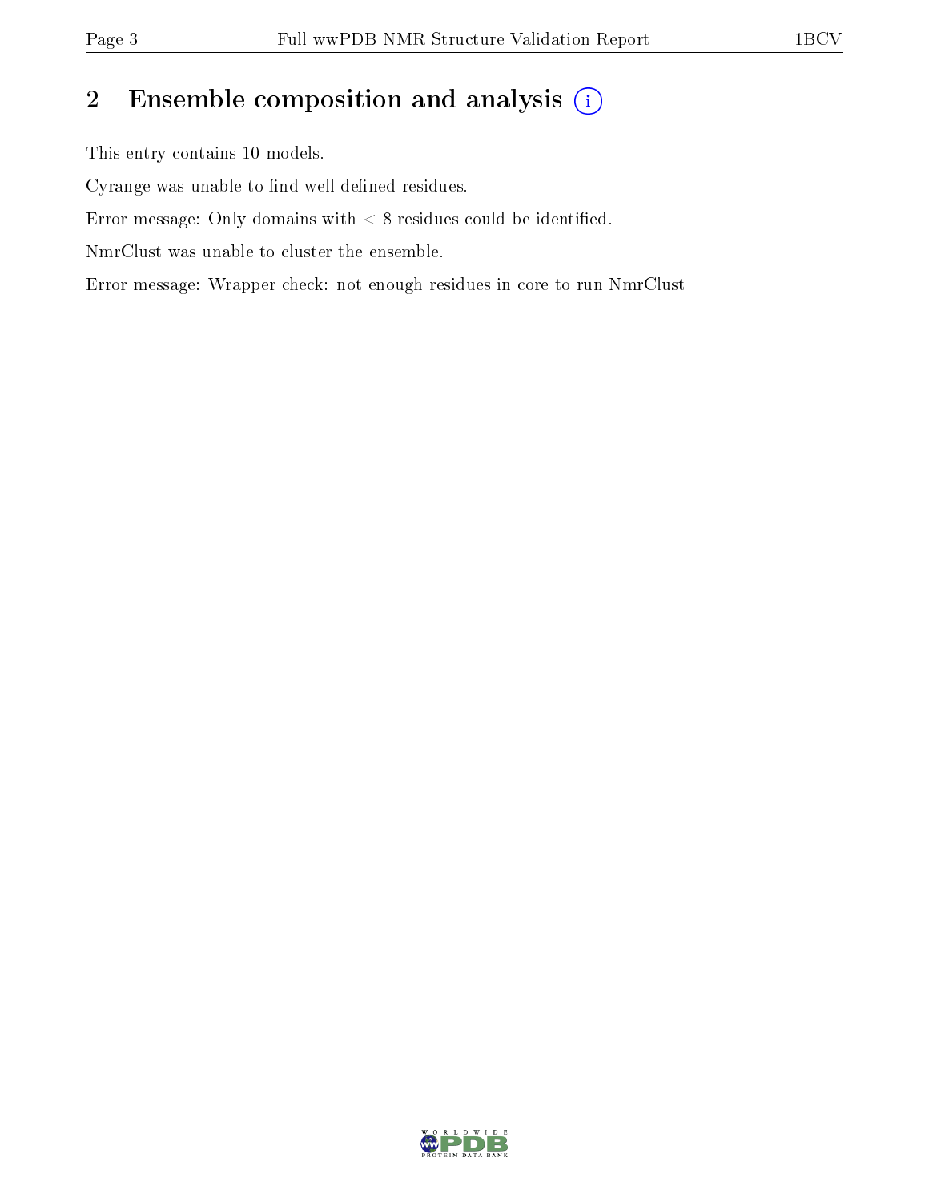## 2 Ensemble composition and analysis

This entry contains 10 models.

Cyrange was unable to find well-defined residues.

Error message: Only domains with $<$ 8 residues could be identified.

NmrClust was unable to cluster the ensemble.

Error message: Wrapper check: not enough residues in core to run NmrClust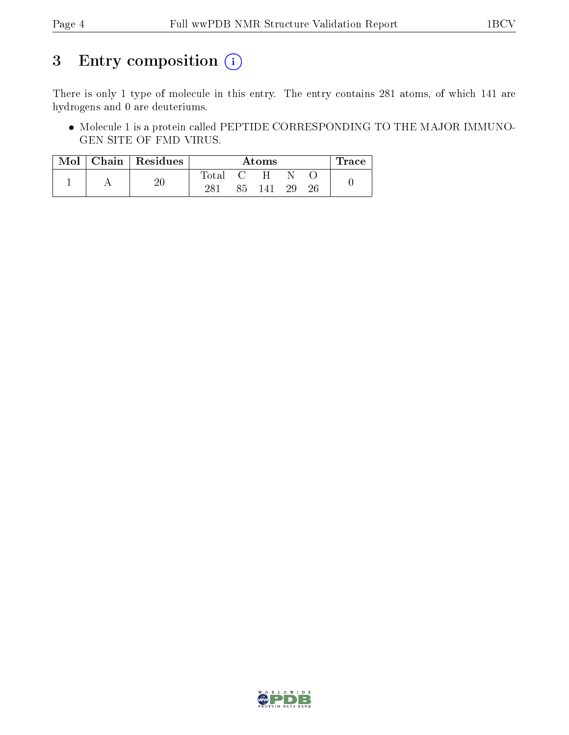# 3 Entry composition (i)

There is only 1 type of molecule in this entry. The entry contains 281 atoms, of which 141 are hydrogens and 0 are deuteriums.

- Molecule 1 is a protein called PEPTIDE CORRESPONDING TO THE MAJOR IMMUNOGEN SITE OF FMD VIRUS.

| Mol | Chain | Residues | Atoms | | | | | Trace |
|---|---|---|---|---|---|---|---|---|
| | | | Total | C | H | N | O | |
| 1 | A | 20 | 281 | 85 | 141 | 29 | 26 | 0 |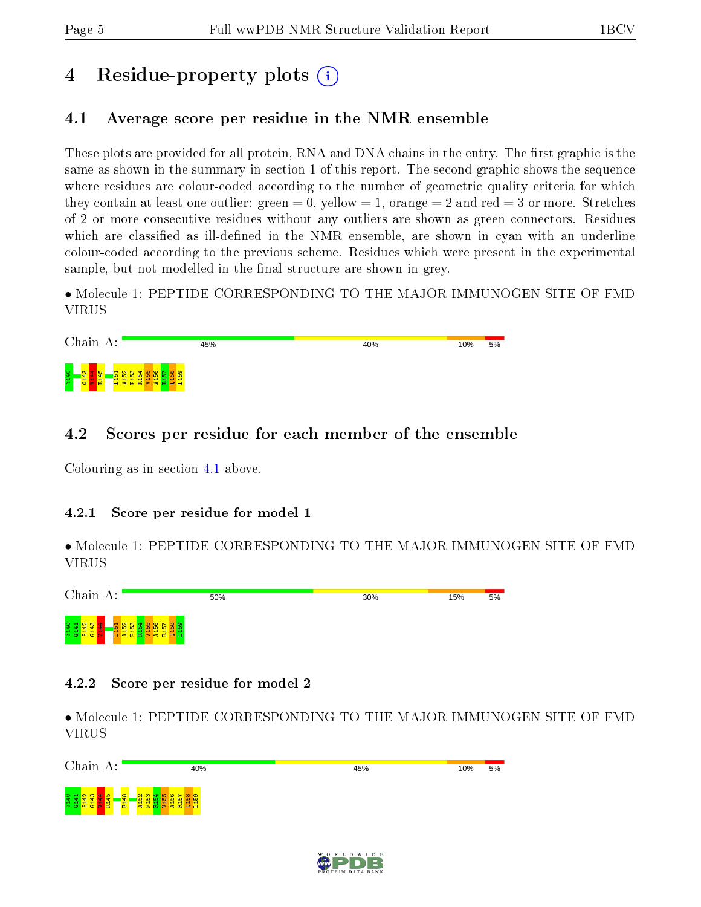# 4 Residue-property plots

## 4.1 Average score per residue in the NMR ensemble

These plots are provided for all protein, RNA and DNA chains in the entry. The first graphic is the same as shown in the summary in section 1 of this report. The second graphic shows the sequence where residues are colour-coded according to the number of geometric quality criteria for which they contain at least one outlier: green = 0, yellow = 1, orange = 2 and red = 3 or more. Stretches of 2 or more consecutive residues without any outliers are shown as green connectors. Residues which are classified as ill-defined in the NMR ensemble, are shown in cyan with an underline colour-coded according to the previous scheme. Residues which were present in the experimental sample, but not modelled in the final structure are shown in grey.

• Molecule 1: PEPTIDE CORRESPONDING TO THE MAJOR IMMUNOGEN SITE OF FMD VIRUS

Chain A:

45%
40%
10%
5%

?140
G143
V144
R145
L151
A152
P153
R154
V155
A156
R157
Q158
L159

## 4.2 Scores per residue for each member of the ensemble

Colouring as in section 4.1 above.

### 4.2.1 Score per residue for model 1

• Molecule 1: PEPTIDE CORRESPONDING TO THE MAJOR IMMUNOGEN SITE OF FMD VIRUS

Chain A:

50%
30%
15%
5%

?140
G141
S142
G143
V144
L151
A152
P153
R154
V155
A156
R157
Q158
L159

### 4.2.2 Score per residue for model 2

• Molecule 1: PEPTIDE CORRESPONDING TO THE MAJOR IMMUNOGEN SITE OF FMD VIRUS

Chain A:

40%
45%
10%
5%

?140
G141
S142
G143
V144
R145
F148
A152
P153
R154
V155
A156
R157
Q158
L159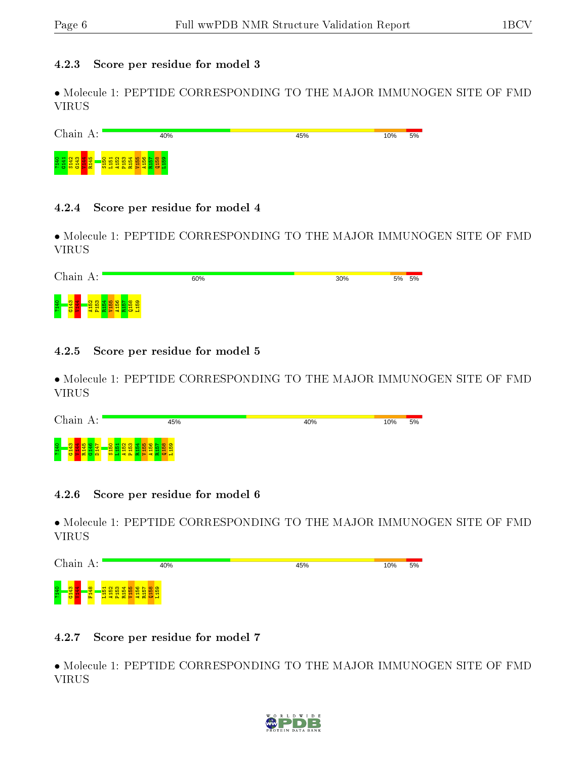#### 4.2.3 Score per residue for model 3

• Molecule 1: PEPTIDE CORRESPONDING TO THE MAJOR IMMUNOGEN SITE OF FMD VIRUS

Chain A:

40%
45%
10%
5%

?140 G141 S142 G143 V144 R145 S150 L151 A152 P153 R154 V155 A156 R157 Q158 L159

#### 4.2.4 Score per residue for model 4

• Molecule 1: PEPTIDE CORRESPONDING TO THE MAJOR IMMUNOGEN SITE OF FMD VIRUS

Chain A:

60%
30%
5%
5%

?140 G143 V144 A152 P153 R154 V155 A156 R157 Q158 L159

#### 4.2.5 Score per residue for model 5

• Molecule 1: PEPTIDE CORRESPONDING TO THE MAJOR IMMUNOGEN SITE OF FMD VIRUS

Chain A:

45%
40%
10%
5%

?140 G143 V144 R145 G146 D147 S150 L151 A152 P153 R154 V155 A156 R157 Q158 L159

#### 4.2.6 Score per residue for model 6

• Molecule 1: PEPTIDE CORRESPONDING TO THE MAJOR IMMUNOGEN SITE OF FMD VIRUS

Chain A:

40%
45%
10%
5%

?140 G143 V144 F148 L151 A152 P153 R154 V155 A156 R157 Q158 L159

#### 4.2.7 Score per residue for model 7

• Molecule 1: PEPTIDE CORRESPONDING TO THE MAJOR IMMUNOGEN SITE OF FMD VIRUS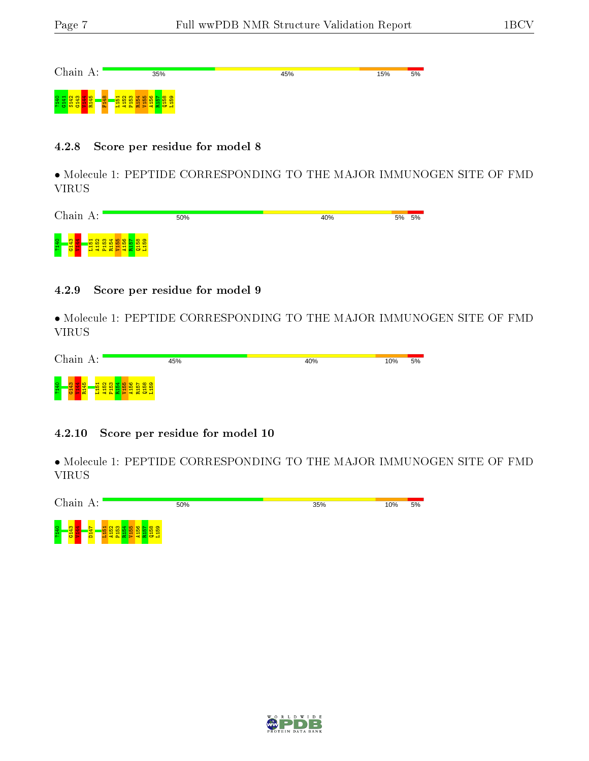Chain A:

35% 45% 15% 5%

?140 G141 S142 G143 V144 R145 F148 L151 A152 P153 R154 V155 A156 R157 Q158 L159

### 4.2.8 Score per residue for model 8

• Molecule 1: PEPTIDE CORRESPONDING TO THE MAJOR IMMUNOGEN SITE OF FMD VIRUS

Chain A:

50% 40% 5% 5%

?140 G143 V144 L151 A152 P153 R154 V155 A156 R157 Q158 L159

### 4.2.9 Score per residue for model 9

• Molecule 1: PEPTIDE CORRESPONDING TO THE MAJOR IMMUNOGEN SITE OF FMD VIRUS

Chain A:

45% 40% 10% 5%

?140 G143 V144 R145 L151 A152 P153 R154 V155 A156 R157 Q158 L159

### 4.2.10 Score per residue for model 10

• Molecule 1: PEPTIDE CORRESPONDING TO THE MAJOR IMMUNOGEN SITE OF FMD VIRUS

Chain A:

50% 35% 10% 5%

?140 G143 V144 D147 L151 A152 P153 R154 V155 A156 R157 Q158 L159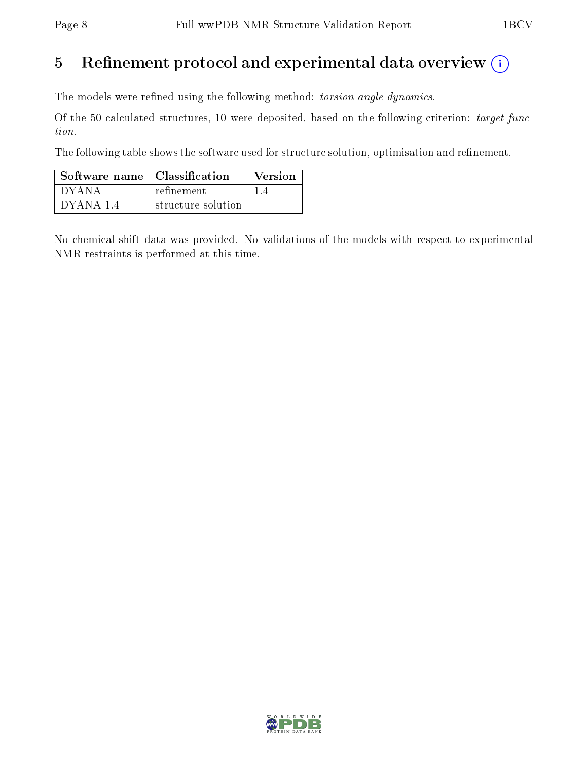# 5 Refinement protocol and experimental data overview (i)

The models were refined using the following method: *torsion angle dynamics*.

Of the 50 calculated structures, 10 were deposited, based on the following criterion: *target function*.

The following table shows the software used for structure solution, optimisation and refinement.

| Software name | Classification | Version |
|---|---|---|
| DYANA | refinement | 1.4 |
| DYANA-1.4 | structure solution | |

No chemical shift data was provided. No validations of the models with respect to experimental NMR restraints is performed at this time.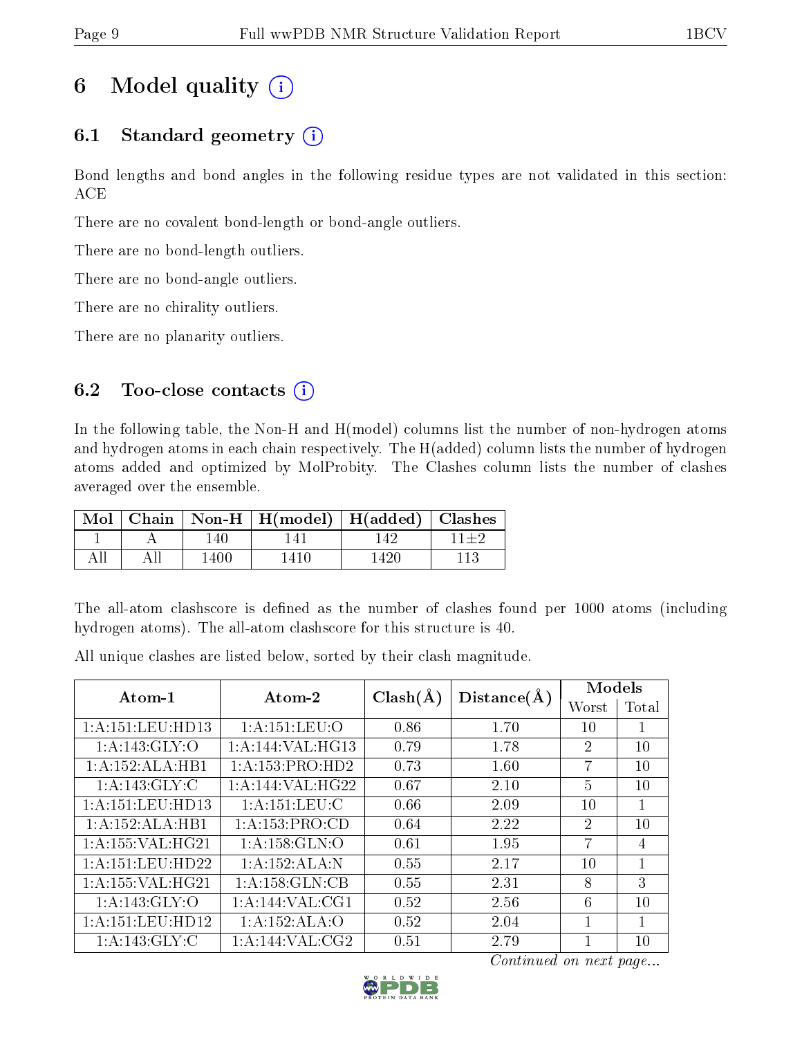# 6 Model quality (i)

## 6.1 Standard geometry (i)

Bond lengths and bond angles in the following residue types are not validated in this section: ACE

There are no covalent bond-length or bond-angle outliers.

There are no bond-length outliers.

There are no bond-angle outliers.

There are no chirality outliers.

There are no planarity outliers.

## 6.2 Too-close contacts (i)

In the following table, the Non-H and H(model) columns list the number of non-hydrogen atoms and hydrogen atoms in each chain respectively. The H(added) column lists the number of hydrogen atoms added and optimized by MolProbity. The Clashes column lists the number of clashes averaged over the ensemble.

| Mol | Chain | Non-H | H(model) | H(added) | Clashes |
|---|---|---|---|---|---|
| 1 | A | 140 | 141 | 142 | 11±2 |
| All | All | 1400 | 1410 | 1420 | 113 |

The all-atom clashscore is defined as the number of clashes found per 1000 atoms (including hydrogen atoms). The all-atom clashscore for this structure is 40.

All unique clashes are listed below, sorted by their clash magnitude.

| Atom-1 | Atom-2 | Clash(Å) | Distance(Å) | Models | |
|---|---|---|---|---|---|
| | | | | Worst | Total |
| 1:A:151:LEU:HD13 | 1:A:151:LEU:O | 0.86 | 1.70 | 10 | 1 |
| 1:A:143:GLY:O | 1:A:144:VAL:HG13 | 0.79 | 1.78 | 2 | 10 |
| 1:A:152:ALA:HB1 | 1:A:153:PRO:HD2 | 0.73 | 1.60 | 7 | 10 |
| 1:A:143:GLY:C | 1:A:144:VAL:HG22 | 0.67 | 2.10 | 5 | 10 |
| 1:A:151:LEU:HD13 | 1:A:151:LEU:C | 0.66 | 2.09 | 10 | 1 |
| 1:A:152:ALA:HB1 | 1:A:153:PRO:CD | 0.64 | 2.22 | 2 | 10 |
| 1:A:155:VAL:HG21 | 1:A:158:GLN:O | 0.61 | 1.95 | 7 | 4 |
| 1:A:151:LEU:HD22 | 1:A:152:ALA:N | 0.55 | 2.17 | 10 | 1 |
| 1:A:155:VAL:HG21 | 1:A:158:GLN:CB | 0.55 | 2.31 | 8 | 3 |
| 1:A:143:GLY:O | 1:A:144:VAL:CG1 | 0.52 | 2.56 | 6 | 10 |
| 1:A:151:LEU:HD12 | 1:A:152:ALA:O | 0.52 | 2.04 | 1 | 1 |
| 1:A:143:GLY:C | 1:A:144:VAL:CG2 | 0.51 | 2.79 | 1 | 10 |

*Continued on next page...*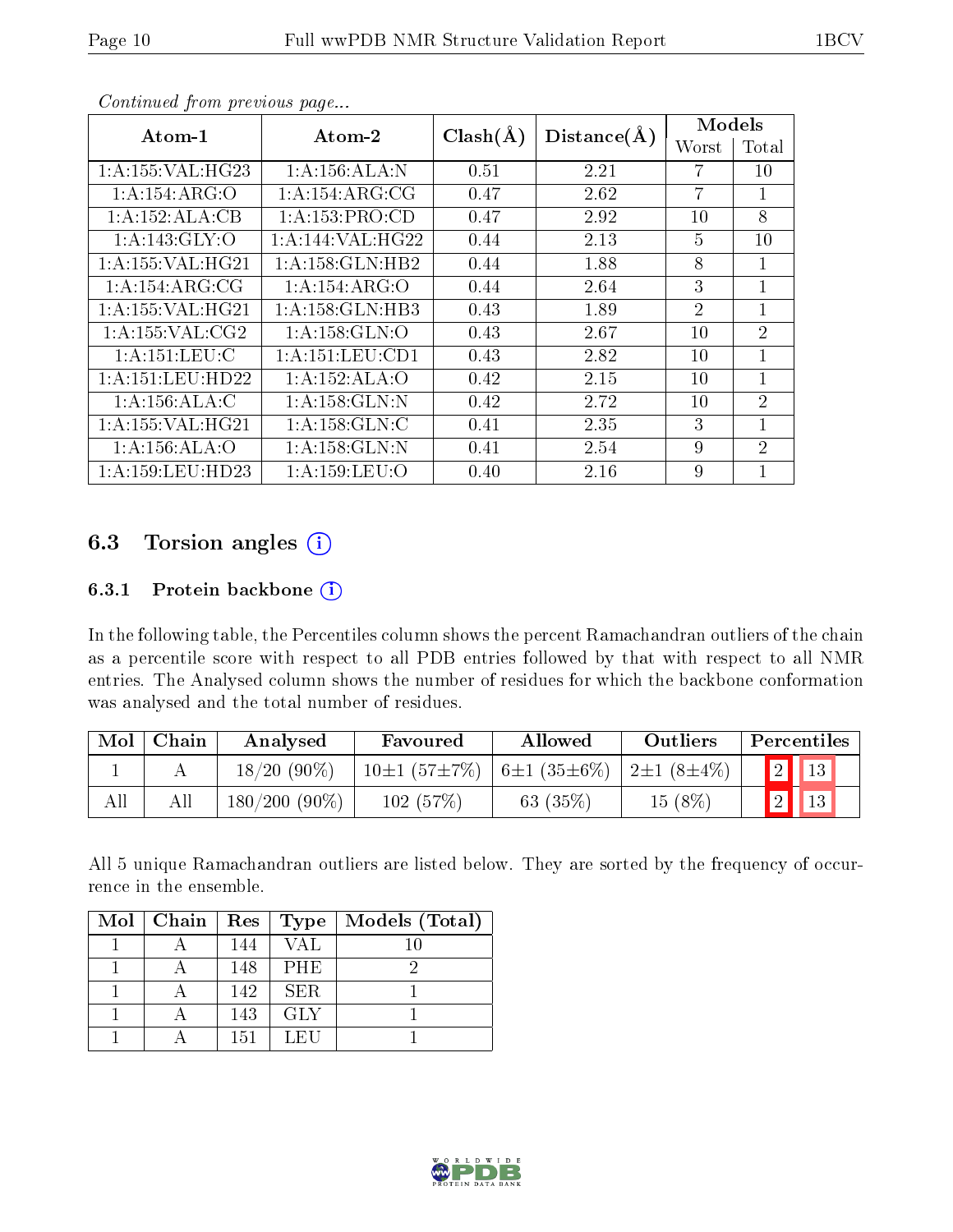*Continued from previous page...*

| Atom-1 | Atom-2 | Clash(Å) | Distance(Å) | Models | |
|---|---|---|---|---|---|
| | | | | Worst | Total |
| 1:A:155:VAL:HG23 | 1:A:156:ALA:N | 0.51 | 2.21 | 7 | 10 |
| 1:A:154:ARG:O | 1:A:154:ARG:CG | 0.47 | 2.62 | 7 | 1 |
| 1:A:152:ALA:CB | 1:A:153:PRO:CD | 0.47 | 2.92 | 10 | 8 |
| 1:A:143:GLY:O | 1:A:144:VAL:HG22 | 0.44 | 2.13 | 5 | 10 |
| 1:A:155:VAL:HG21 | 1:A:158:GLN:HB2 | 0.44 | 1.88 | 8 | 1 |
| 1:A:154:ARG:CG | 1:A:154:ARG:O | 0.44 | 2.64 | 3 | 1 |
| 1:A:155:VAL:HG21 | 1:A:158:GLN:HB3 | 0.43 | 1.89 | 2 | 1 |
| 1:A:155:VAL:CG2 | 1:A:158:GLN:O | 0.43 | 2.67 | 10 | 2 |
| 1:A:151:LEU:C | 1:A:151:LEU:CD1 | 0.43 | 2.82 | 10 | 1 |
| 1:A:151:LEU:HD22 | 1:A:152:ALA:O | 0.42 | 2.15 | 10 | 1 |
| 1:A:156:ALA:C | 1:A:158:GLN:N | 0.42 | 2.72 | 10 | 2 |
| 1:A:155:VAL:HG21 | 1:A:158:GLN:C | 0.41 | 2.35 | 3 | 1 |
| 1:A:156:ALA:O | 1:A:158:GLN:N | 0.41 | 2.54 | 9 | 2 |
| 1:A:159:LEU:HD23 | 1:A:159:LEU:O | 0.40 | 2.16 | 9 | 1 |

## 6.3 Torsion angles (i)

### 6.3.1 Protein backbone (i)

In the following table, the Percentiles column shows the percent Ramachandran outliers of the chain as a percentile score with respect to all PDB entries followed by that with respect to all NMR entries. The Analysed column shows the number of residues for which the backbone conformation was analysed and the total number of residues.

| Mol | Chain | Analysed | Favoured | Allowed | Outliers | Percentiles | |
|---|---|---|---|---|---|---|---|
| 1 | A | 18/20 (90%) | 10±1 (57±7%) | 6±1 (35±6%) | 2±1 (8±4%) | 2 | 13 |
| All | All | 180/200 (90%) | 102 (57%) | 63 (35%) | 15 (8%) | 2 | 13 |

All 5 unique Ramachandran outliers are listed below. They are sorted by the frequency of occurrence in the ensemble.

| Mol | Chain | Res | Type | Models (Total) |
|---|---|---|---|---|
| 1 | A | 144 | VAL | 10 |
| 1 | A | 148 | PHE | 2 |
| 1 | A | 142 | SER | 1 |
| 1 | A | 143 | GLY | 1 |
| 1 | A | 151 | LEU | 1 |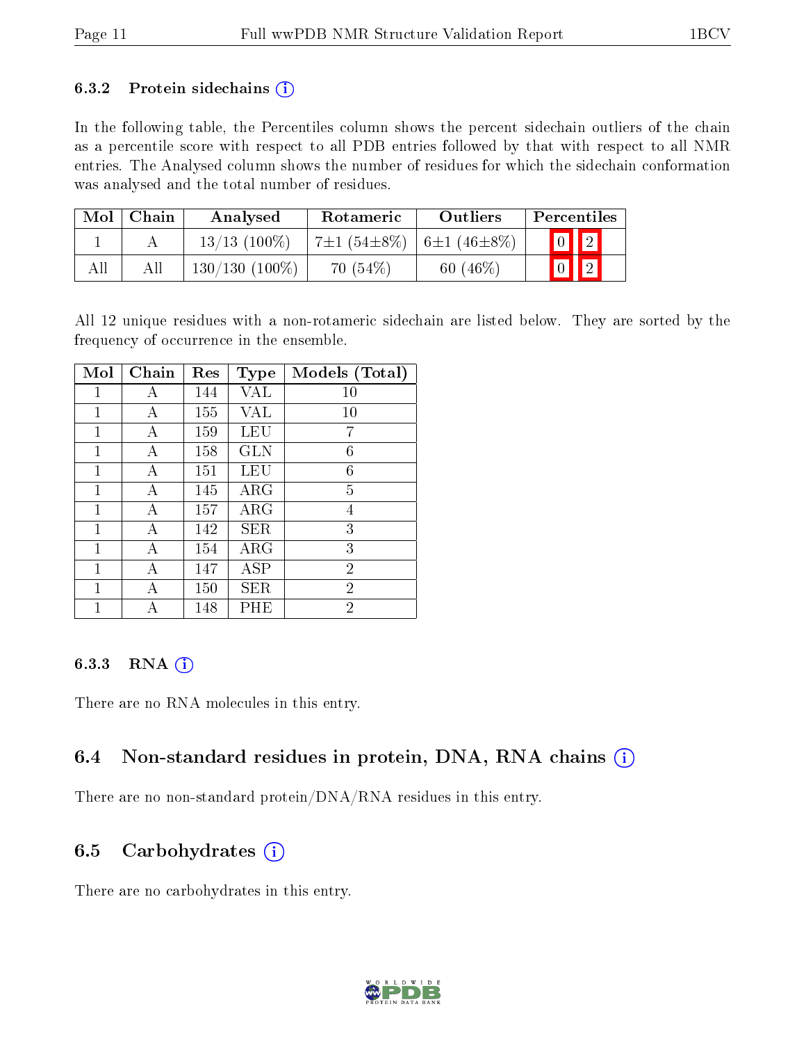### 6.3.2 Protein sidechains (i)

In the following table, the Percentiles column shows the percent sidechain outliers of the chain as a percentile score with respect to all PDB entries followed by that with respect to all NMR entries. The Analysed column shows the number of residues for which the sidechain conformation was analysed and the total number of residues.

| Mol | Chain | Analysed | Rotameric | Outliers | Percentiles | |
|---|---|---|---|---|---|---|
| 1 | A | 13/13 (100%) | 7±1 (54±8%) | 6±1 (46±8%) | 0 | 2 |
| All | All | 130/130 (100%) | 70 (54%) | 60 (46%) | 0 | 2 |

All 12 unique residues with a non-rotameric sidechain are listed below. They are sorted by the frequency of occurrence in the ensemble.

| Mol | Chain | Res | Type | Models (Total) |
|---|---|---|---|---|
| 1 | A | 144 | VAL | 10 |
| 1 | A | 155 | VAL | 10 |
| 1 | A | 159 | LEU | 7 |
| 1 | A | 158 | GLN | 6 |
| 1 | A | 151 | LEU | 6 |
| 1 | A | 145 | ARG | 5 |
| 1 | A | 157 | ARG | 4 |
| 1 | A | 142 | SER | 3 |
| 1 | A | 154 | ARG | 3 |
| 1 | A | 147 | ASP | 2 |
| 1 | A | 150 | SER | 2 |
| 1 | A | 148 | PHE | 2 |

### 6.3.3 RNA (i)

There are no RNA molecules in this entry.

## 6.4 Non-standard residues in protein, DNA, RNA chains (i)

There are no non-standard protein/DNA/RNA residues in this entry.

## 6.5 Carbohydrates (i)

There are no carbohydrates in this entry.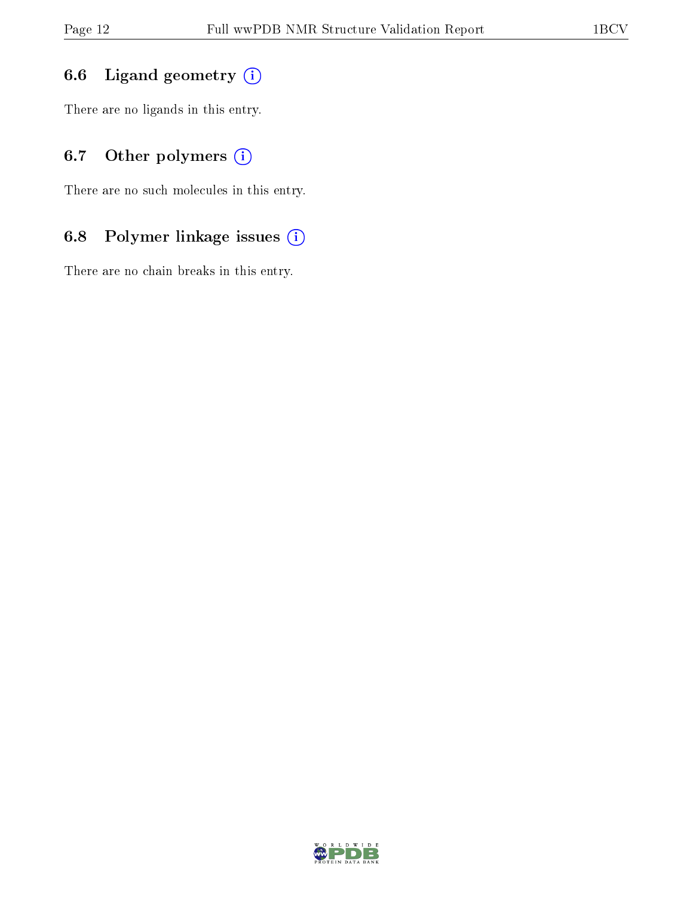### 6.6 Ligand geometry

There are no ligands in this entry.

### 6.7 Other polymers

There are no such molecules in this entry.

### 6.8 Polymer linkage issues

There are no chain breaks in this entry.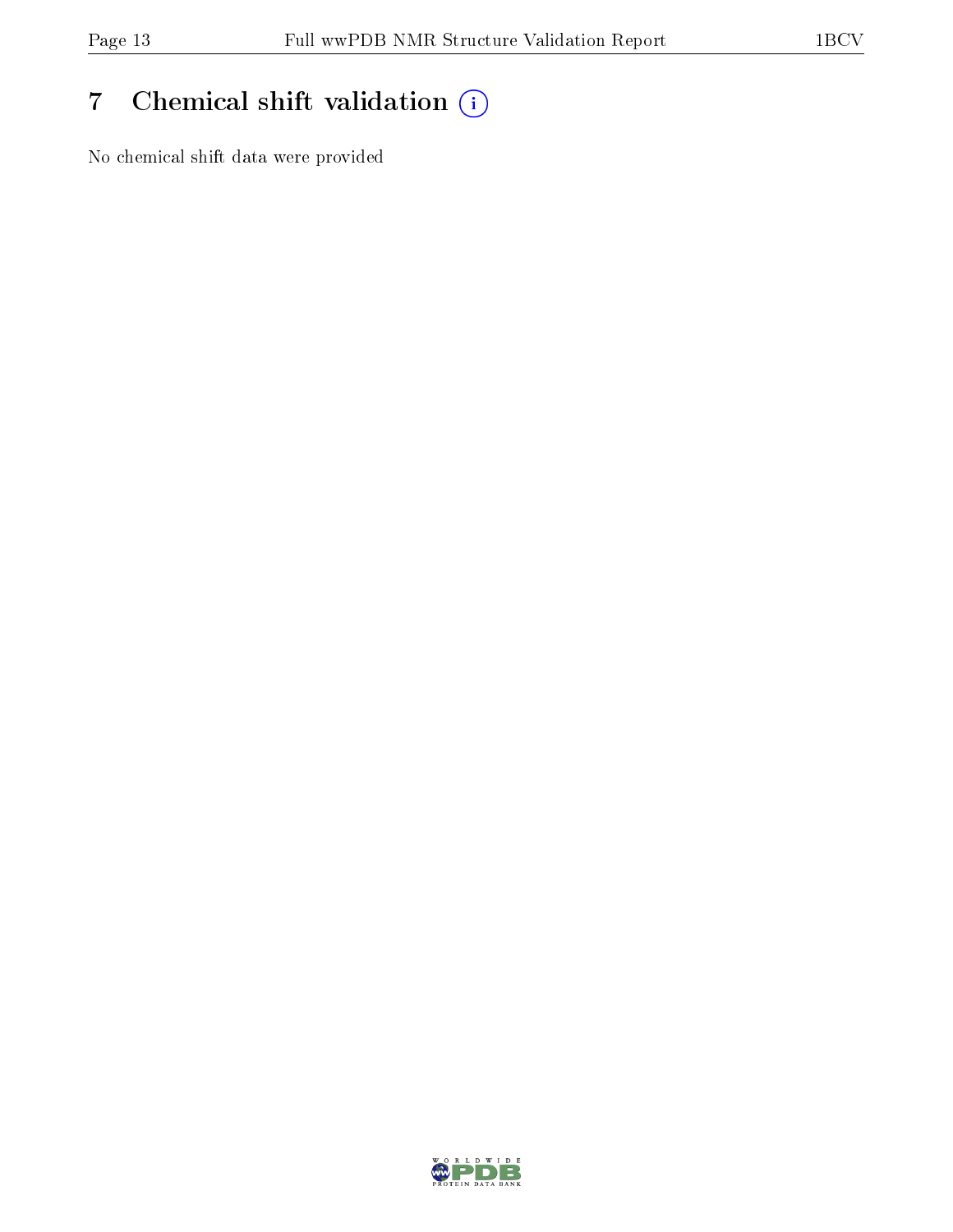# 7 Chemical shift validation

No chemical shift data were provided